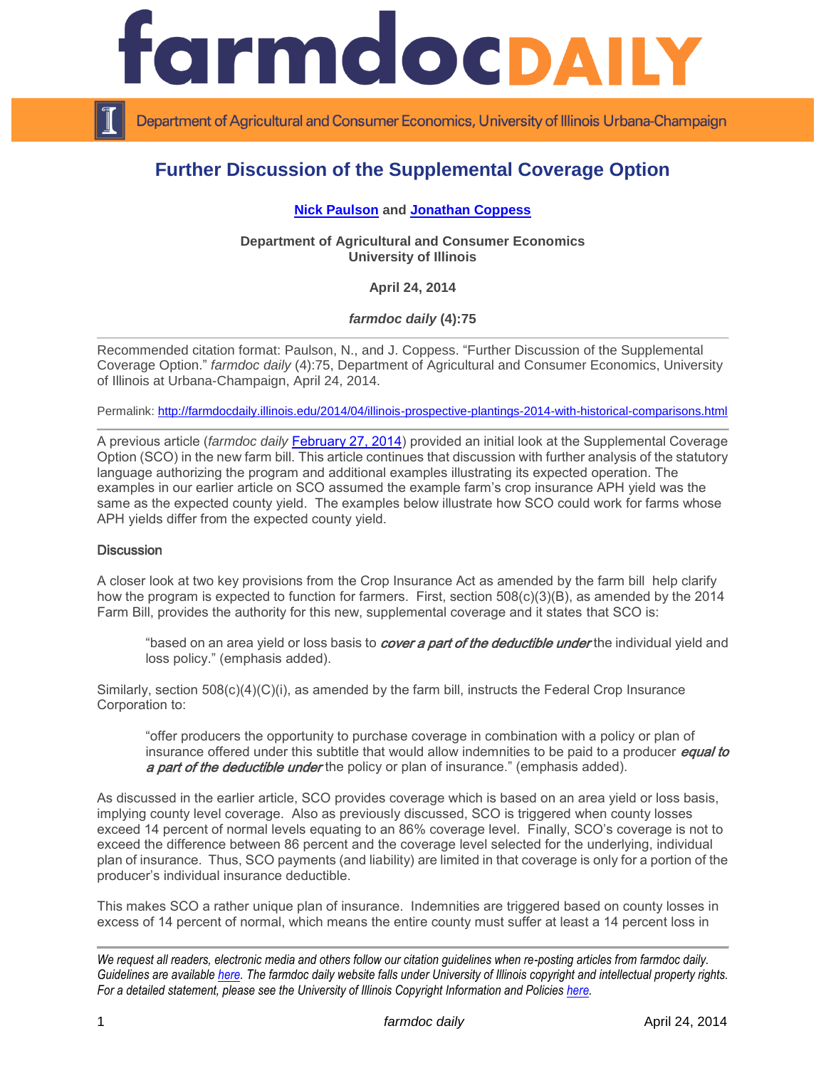# Further Discussion of the Supplemental Coverage Option

**Nick Paulson** and **Jonathan Coppess**

**Department of Agricultural and Consumer Economics**
**University of Illinois**

**April 24, 2014**

***farmdoc daily* (4):75**

---

Recommended citation format: Paulson, N., and J. Coppess. "Further Discussion of the Supplemental Coverage Option." *farmdoc daily* (4):75, Department of Agricultural and Consumer Economics, University of Illinois at Urbana-Champaign, April 24, 2014.

Permalink: http://farmdocdaily.illinois.edu/2014/04/illinois-prospective-plantings-2014-with-historical-comparisons.html

---

A previous article (*farmdoc daily* February 27, 2014) provided an initial look at the Supplemental Coverage Option (SCO) in the new farm bill. This article continues that discussion with further analysis of the statutory language authorizing the program and additional examples illustrating its expected operation. The examples in our earlier article on SCO assumed the example farm's crop insurance APH yield was the same as the expected county yield. The examples below illustrate how SCO could work for farms whose APH yields differ from the expected county yield.

## Discussion

A closer look at two key provisions from the Crop Insurance Act as amended by the farm bill help clarify how the program is expected to function for farmers. First, section 508(c)(3)(B), as amended by the 2014 Farm Bill, provides the authority for this new, supplemental coverage and it states that SCO is:

> "based on an area yield or loss basis to ***cover a part of the deductible under*** the individual yield and loss policy." (emphasis added).

Similarly, section 508(c)(4)(C)(i), as amended by the farm bill, instructs the Federal Crop Insurance Corporation to:

> "offer producers the opportunity to purchase coverage in combination with a policy or plan of insurance offered under this subtitle that would allow indemnities to be paid to a producer ***equal to a part of the deductible under*** the policy or plan of insurance." (emphasis added).

As discussed in the earlier article, SCO provides coverage which is based on an area yield or loss basis, implying county level coverage. Also as previously discussed, SCO is triggered when county losses exceed 14 percent of normal levels equating to an 86% coverage level. Finally, SCO's coverage is not to exceed the difference between 86 percent and the coverage level selected for the underlying, individual plan of insurance. Thus, SCO payments (and liability) are limited in that coverage is only for a portion of the producer's individual insurance deductible.

This makes SCO a rather unique plan of insurance. Indemnities are triggered based on county losses in excess of 14 percent of normal, which means the entire county must suffer at least a 14 percent loss in

*We request all readers, electronic media and others follow our citation guidelines when re-posting articles from farmdoc daily. Guidelines are available here. The farmdoc daily website falls under University of Illinois copyright and intellectual property rights. For a detailed statement, please see the University of Illinois Copyright Information and Policies here.*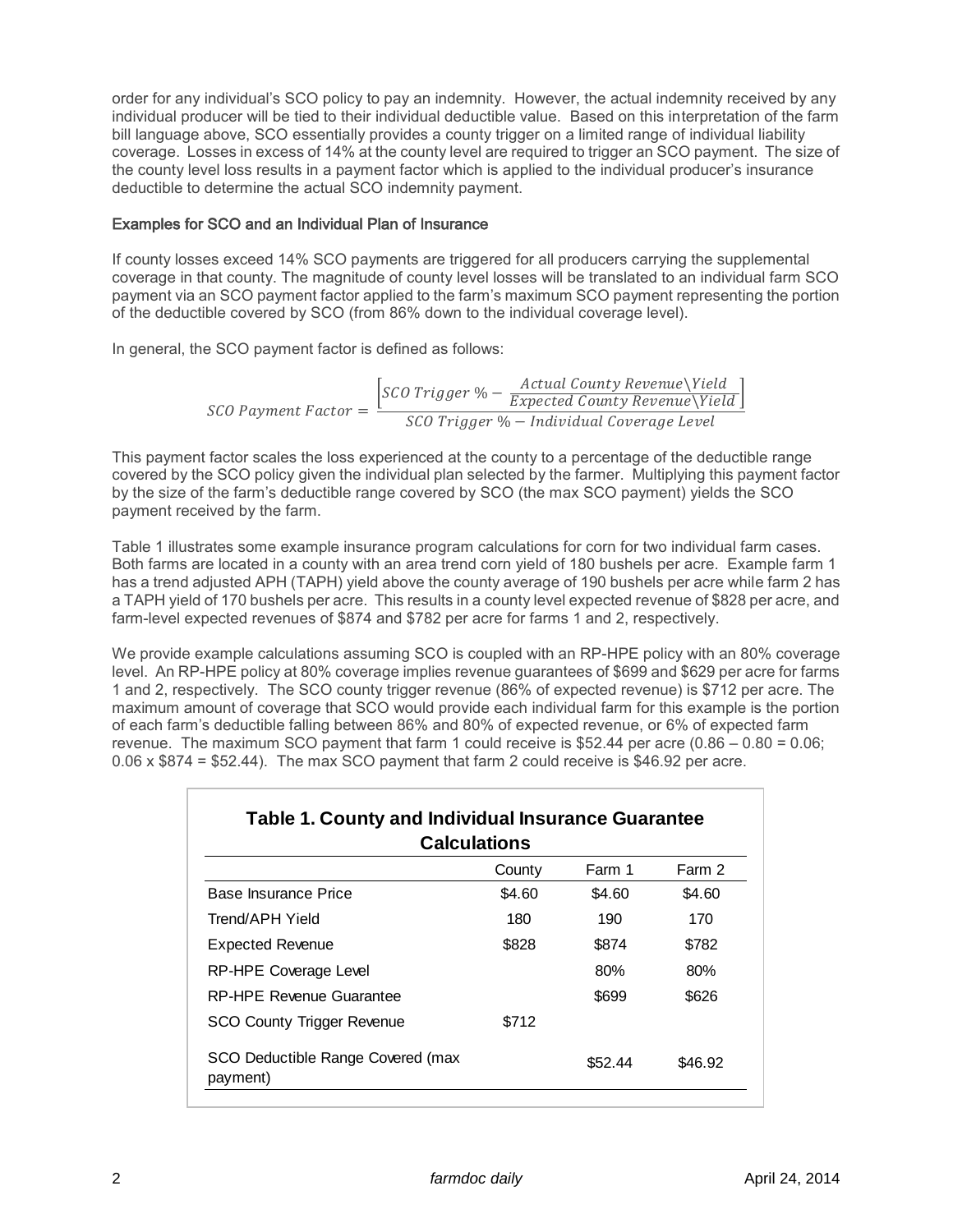order for any individual's SCO policy to pay an indemnity. However, the actual indemnity received by any individual producer will be tied to their individual deductible value. Based on this interpretation of the farm bill language above, SCO essentially provides a county trigger on a limited range of individual liability coverage. Losses in excess of 14% at the county level are required to trigger an SCO payment. The size of the county level loss results in a payment factor which is applied to the individual producer's insurance deductible to determine the actual SCO indemnity payment.

### Examples for SCO and an Individual Plan of Insurance

If county losses exceed 14% SCO payments are triggered for all producers carrying the supplemental coverage in that county. The magnitude of county level losses will be translated to an individual farm SCO payment via an SCO payment factor applied to the farm's maximum SCO payment representing the portion of the deductible covered by SCO (from 86% down to the individual coverage level).

In general, the SCO payment factor is defined as follows:

$$SCO\ Payment\ Factor = \frac{\left[SCO\ Trigger\ \% - \frac{Actual\ County\ Revenue \backslash Yield}{Expected\ County\ Revenue \backslash Yield}\right]}{SCO\ Trigger\ \% - Individual\ Coverage\ Level}$$

This payment factor scales the loss experienced at the county to a percentage of the deductible range covered by the SCO policy given the individual plan selected by the farmer. Multiplying this payment factor by the size of the farm's deductible range covered by SCO (the max SCO payment) yields the SCO payment received by the farm.

Table 1 illustrates some example insurance program calculations for corn for two individual farm cases. Both farms are located in a county with an area trend corn yield of 180 bushels per acre. Example farm 1 has a trend adjusted APH (TAPH) yield above the county average of 190 bushels per acre while farm 2 has a TAPH yield of 170 bushels per acre. This results in a county level expected revenue of $828 per acre, and farm-level expected revenues of $874 and $782 per acre for farms 1 and 2, respectively.

We provide example calculations assuming SCO is coupled with an RP-HPE policy with an 80% coverage level. An RP-HPE policy at 80% coverage implies revenue guarantees of $699 and $629 per acre for farms 1 and 2, respectively. The SCO county trigger revenue (86% of expected revenue) is $712 per acre. The maximum amount of coverage that SCO would provide each individual farm for this example is the portion of each farm's deductible falling between 86% and 80% of expected revenue, or 6% of expected farm revenue. The maximum SCO payment that farm 1 could receive is $52.44 per acre (0.86 – 0.80 = 0.06; 0.06 x $874 = $52.44). The max SCO payment that farm 2 could receive is $46.92 per acre.

**Table 1. County and Individual Insurance Guarantee Calculations**

| | County | Farm 1 | Farm 2 |
|---|---|---|---|
| Base Insurance Price | $4.60 | $4.60 | $4.60 |
| Trend/APH Yield | 180 | 190 | 170 |
| Expected Revenue | $828 | $874 | $782 |
| RP-HPE Coverage Level | | 80% | 80% |
| RP-HPE Revenue Guarantee | | $699 | $626 |
| SCO County Trigger Revenue | $712 | | |
| SCO Deductible Range Covered (max payment) | | $52.44 | $46.92 |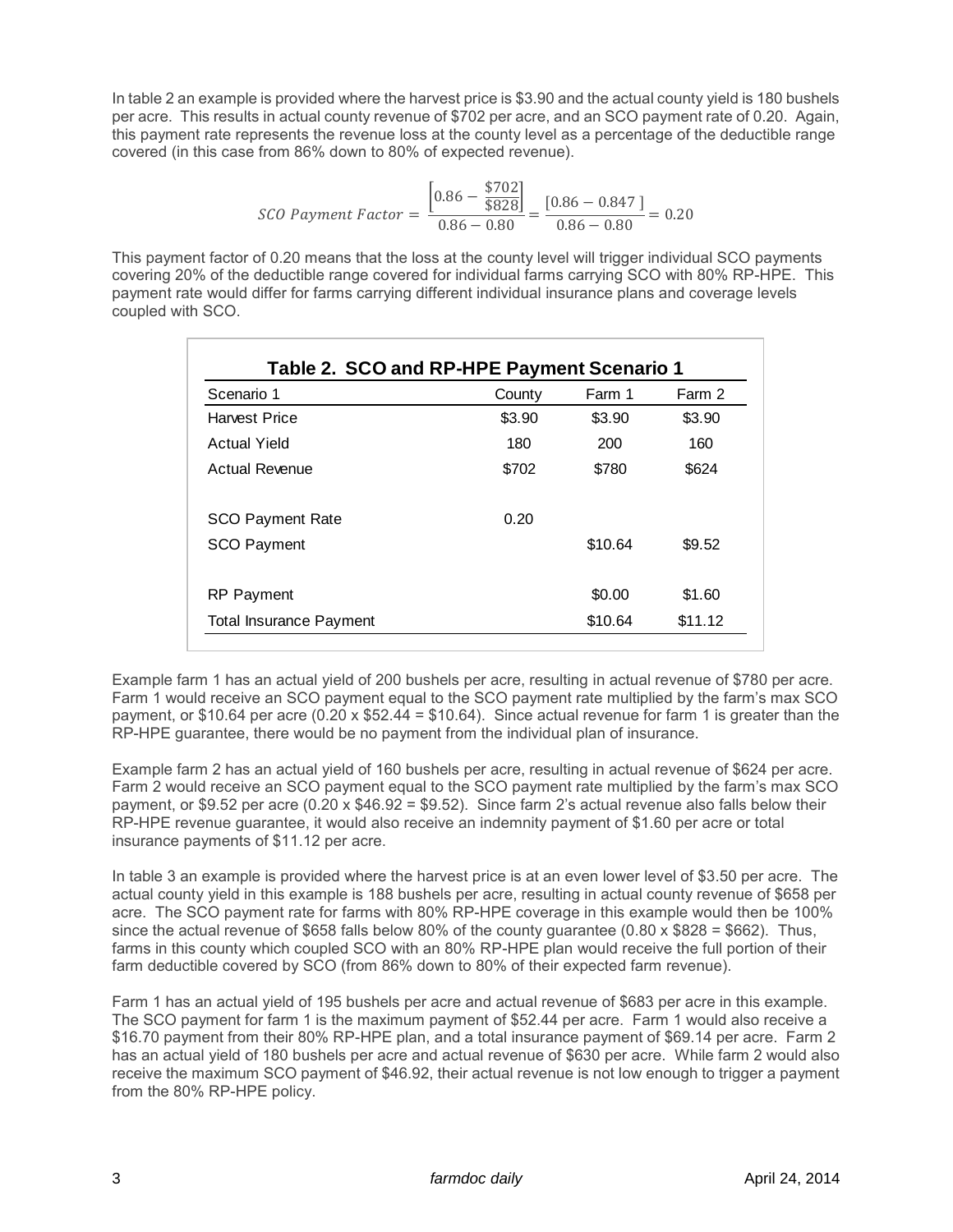In table 2 an example is provided where the harvest price is \$3.90 and the actual county yield is 180 bushels per acre. This results in actual county revenue of \$702 per acre, and an SCO payment rate of 0.20. Again, this payment rate represents the revenue loss at the county level as a percentage of the deductible range covered (in this case from 86% down to 80% of expected revenue).

$$SCO\ Payment\ Factor = \frac{\left[0.86 - \frac{\$702}{\$828}\right]}{0.86 - 0.80} = \frac{[0.86 - 0.847\,]}{0.86 - 0.80} = 0.20$$

This payment factor of 0.20 means that the loss at the county level will trigger individual SCO payments covering 20% of the deductible range covered for individual farms carrying SCO with 80% RP-HPE. This payment rate would differ for farms carrying different individual insurance plans and coverage levels coupled with SCO.

**Table 2. SCO and RP-HPE Payment Scenario 1**

| Scenario 1 | County | Farm 1 | Farm 2 |
|---|---|---|---|
| Harvest Price | \$3.90 | \$3.90 | \$3.90 |
| Actual Yield | 180 | 200 | 160 |
| Actual Revenue | \$702 | \$780 | \$624 |
| | | | |
| SCO Payment Rate | 0.20 | | |
| SCO Payment | | \$10.64 | \$9.52 |
| | | | |
| RP Payment | | \$0.00 | \$1.60 |
| Total Insurance Payment | | \$10.64 | \$11.12 |

Example farm 1 has an actual yield of 200 bushels per acre, resulting in actual revenue of \$780 per acre. Farm 1 would receive an SCO payment equal to the SCO payment rate multiplied by the farm's max SCO payment, or \$10.64 per acre (0.20 x \$52.44 = \$10.64). Since actual revenue for farm 1 is greater than the RP-HPE guarantee, there would be no payment from the individual plan of insurance.

Example farm 2 has an actual yield of 160 bushels per acre, resulting in actual revenue of \$624 per acre. Farm 2 would receive an SCO payment equal to the SCO payment rate multiplied by the farm's max SCO payment, or \$9.52 per acre (0.20 x \$46.92 = \$9.52). Since farm 2's actual revenue also falls below their RP-HPE revenue guarantee, it would also receive an indemnity payment of \$1.60 per acre or total insurance payments of \$11.12 per acre.

In table 3 an example is provided where the harvest price is at an even lower level of \$3.50 per acre. The actual county yield in this example is 188 bushels per acre, resulting in actual county revenue of \$658 per acre. The SCO payment rate for farms with 80% RP-HPE coverage in this example would then be 100% since the actual revenue of \$658 falls below 80% of the county guarantee (0.80 x \$828 = \$662). Thus, farms in this county which coupled SCO with an 80% RP-HPE plan would receive the full portion of their farm deductible covered by SCO (from 86% down to 80% of their expected farm revenue).

Farm 1 has an actual yield of 195 bushels per acre and actual revenue of \$683 per acre in this example. The SCO payment for farm 1 is the maximum payment of \$52.44 per acre. Farm 1 would also receive a \$16.70 payment from their 80% RP-HPE plan, and a total insurance payment of \$69.14 per acre. Farm 2 has an actual yield of 180 bushels per acre and actual revenue of \$630 per acre. While farm 2 would also receive the maximum SCO payment of \$46.92, their actual revenue is not low enough to trigger a payment from the 80% RP-HPE policy.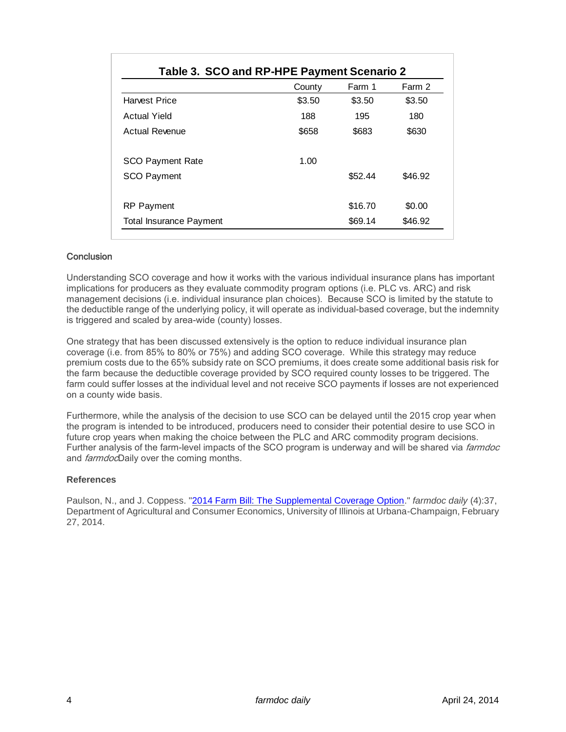**Table 3. SCO and RP-HPE Payment Scenario 2**

| | County | Farm 1 | Farm 2 |
|---|---|---|---|
| Harvest Price | $3.50 | $3.50 | $3.50 |
| Actual Yield | 188 | 195 | 180 |
| Actual Revenue | $658 | $683 | $630 |
| | | | |
| SCO Payment Rate | 1.00 | | |
| SCO Payment | | $52.44 | $46.92 |
| | | | |
| RP Payment | | $16.70 | $0.00 |
| Total Insurance Payment | | $69.14 | $46.92 |

### Conclusion

Understanding SCO coverage and how it works with the various individual insurance plans has important implications for producers as they evaluate commodity program options (i.e. PLC vs. ARC) and risk management decisions (i.e. individual insurance plan choices). Because SCO is limited by the statute to the deductible range of the underlying policy, it will operate as individual-based coverage, but the indemnity is triggered and scaled by area-wide (county) losses.

One strategy that has been discussed extensively is the option to reduce individual insurance plan coverage (i.e. from 85% to 80% or 75%) and adding SCO coverage. While this strategy may reduce premium costs due to the 65% subsidy rate on SCO premiums, it does create some additional basis risk for the farm because the deductible coverage provided by SCO required county losses to be triggered. The farm could suffer losses at the individual level and not receive SCO payments if losses are not experienced on a county wide basis.

Furthermore, while the analysis of the decision to use SCO can be delayed until the 2015 crop year when the program is intended to be introduced, producers need to consider their potential desire to use SCO in future crop years when making the choice between the PLC and ARC commodity program decisions. Further analysis of the farm-level impacts of the SCO program is underway and will be shared via *farmdoc* and *farmdoc*Daily over the coming months.

### References

Paulson, N., and J. Coppess. "2014 Farm Bill: The Supplemental Coverage Option." *farmdoc daily* (4):37, Department of Agricultural and Consumer Economics, University of Illinois at Urbana-Champaign, February 27, 2014.